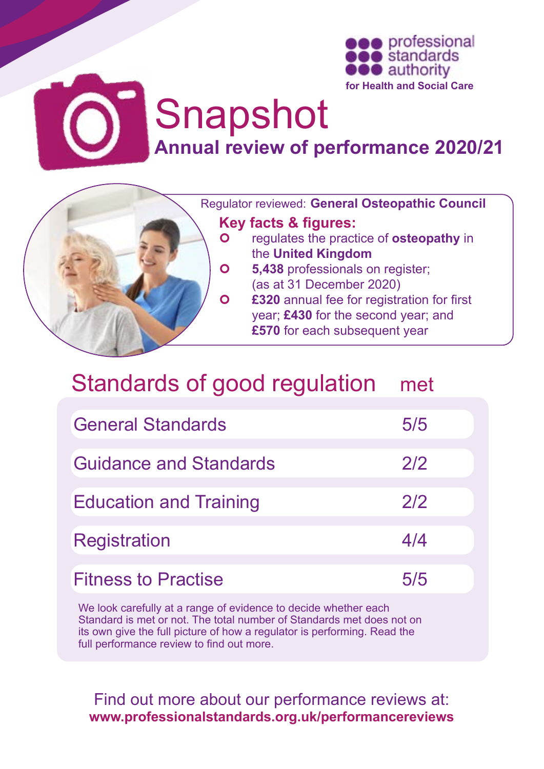professional standards authority
**for Health and Social Care**

# Snapshot

## Annual review of performance 2020/21

Regulator reviewed: **General Osteopathic Council**

**Key facts & figures:**

- regulates the practice of **osteopathy** in the **United Kingdom**
- **5,438** professionals on register; (as at 31 December 2020)
- **£320** annual fee for registration for first year; **£430** for the second year; and **£570** for each subsequent year

## Standards of good regulation

| | met |
|---|---|
| General Standards | 5/5 |
| Guidance and Standards | 2/2 |
| Education and Training | 2/2 |
| Registration | 4/4 |
| Fitness to Practise | 5/5 |

We look carefully at a range of evidence to decide whether each Standard is met or not. The total number of Standards met does not on its own give the full picture of how a regulator is performing. Read the full performance review to find out more.

Find out more about our performance reviews at:
**www.professionalstandards.org.uk/performancereviews**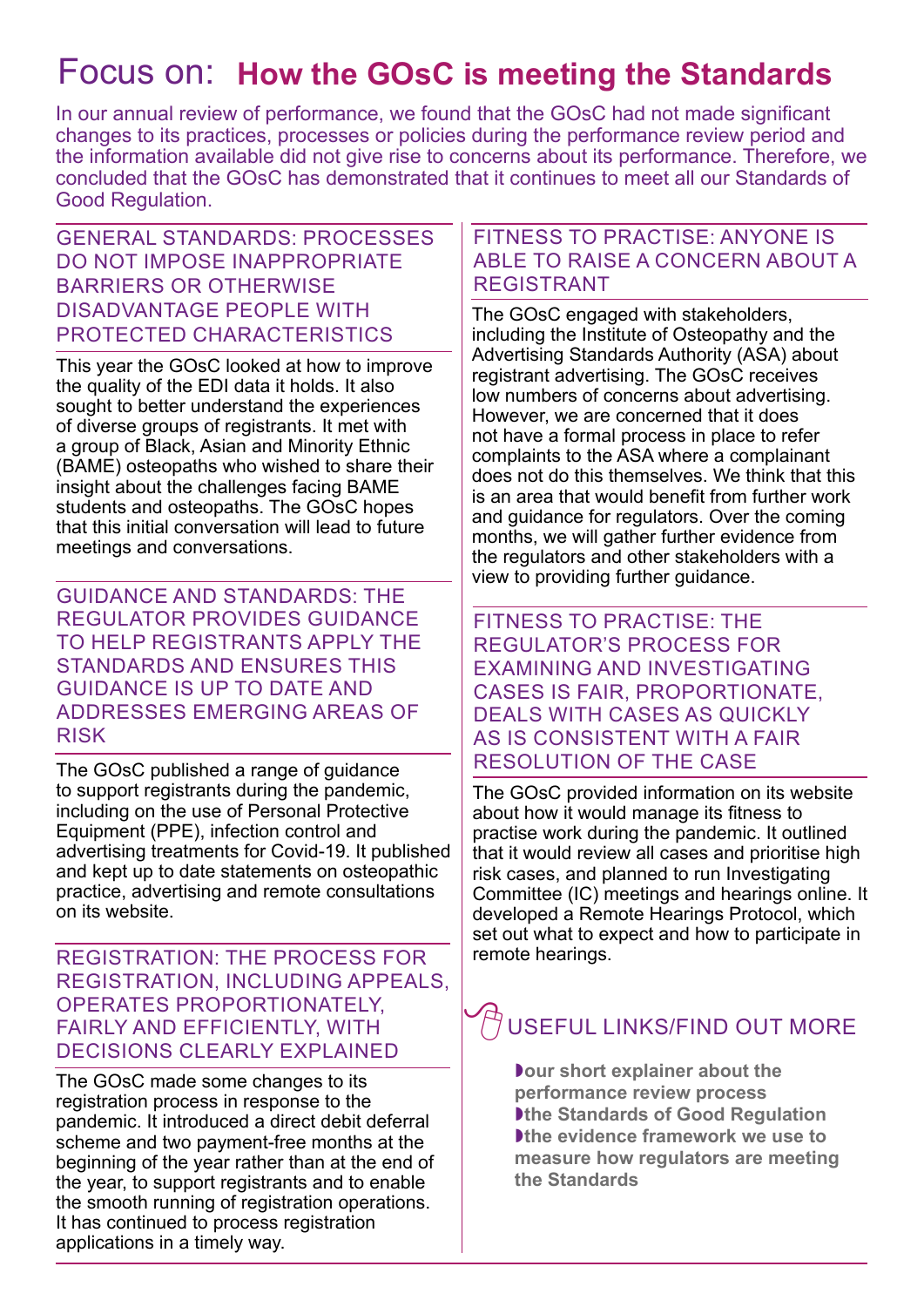# Focus on: **How the GOsC is meeting the Standards**

In our annual review of performance, we found that the GOsC had not made significant changes to its practices, processes or policies during the performance review period and the information available did not give rise to concerns about its performance. Therefore, we concluded that the GOsC has demonstrated that it continues to meet all our Standards of Good Regulation.

## GENERAL STANDARDS: PROCESSES DO NOT IMPOSE INAPPROPRIATE BARRIERS OR OTHERWISE DISADVANTAGE PEOPLE WITH PROTECTED CHARACTERISTICS

This year the GOsC looked at how to improve the quality of the EDI data it holds. It also sought to better understand the experiences of diverse groups of registrants. It met with a group of Black, Asian and Minority Ethnic (BAME) osteopaths who wished to share their insight about the challenges facing BAME students and osteopaths. The GOsC hopes that this initial conversation will lead to future meetings and conversations.

## GUIDANCE AND STANDARDS: THE REGULATOR PROVIDES GUIDANCE TO HELP REGISTRANTS APPLY THE STANDARDS AND ENSURES THIS GUIDANCE IS UP TO DATE AND ADDRESSES EMERGING AREAS OF RISK

The GOsC published a range of guidance to support registrants during the pandemic, including on the use of Personal Protective Equipment (PPE), infection control and advertising treatments for Covid-19. It published and kept up to date statements on osteopathic practice, advertising and remote consultations on its website.

## REGISTRATION: THE PROCESS FOR REGISTRATION, INCLUDING APPEALS, OPERATES PROPORTIONATELY, FAIRLY AND EFFICIENTLY, WITH DECISIONS CLEARLY EXPLAINED

The GOsC made some changes to its registration process in response to the pandemic. It introduced a direct debit deferral scheme and two payment-free months at the beginning of the year rather than at the end of the year, to support registrants and to enable the smooth running of registration operations. It has continued to process registration applications in a timely way.

## FITNESS TO PRACTISE: ANYONE IS ABLE TO RAISE A CONCERN ABOUT A REGISTRANT

The GOsC engaged with stakeholders, including the Institute of Osteopathy and the Advertising Standards Authority (ASA) about registrant advertising. The GOsC receives low numbers of concerns about advertising. However, we are concerned that it does not have a formal process in place to refer complaints to the ASA where a complainant does not do this themselves. We think that this is an area that would benefit from further work and guidance for regulators. Over the coming months, we will gather further evidence from the regulators and other stakeholders with a view to providing further guidance.

## FITNESS TO PRACTISE: THE REGULATOR'S PROCESS FOR EXAMINING AND INVESTIGATING CASES IS FAIR, PROPORTIONATE, DEALS WITH CASES AS QUICKLY AS IS CONSISTENT WITH A FAIR RESOLUTION OF THE CASE

The GOsC provided information on its website about how it would manage its fitness to practise work during the pandemic. It outlined that it would review all cases and prioritise high risk cases, and planned to run Investigating Committee (IC) meetings and hearings online. It developed a Remote Hearings Protocol, which set out what to expect and how to participate in remote hearings.

## USEFUL LINKS/FIND OUT MORE

- **our short explainer about the performance review process**
- **the Standards of Good Regulation**
- **the evidence framework we use to measure how regulators are meeting the Standards**